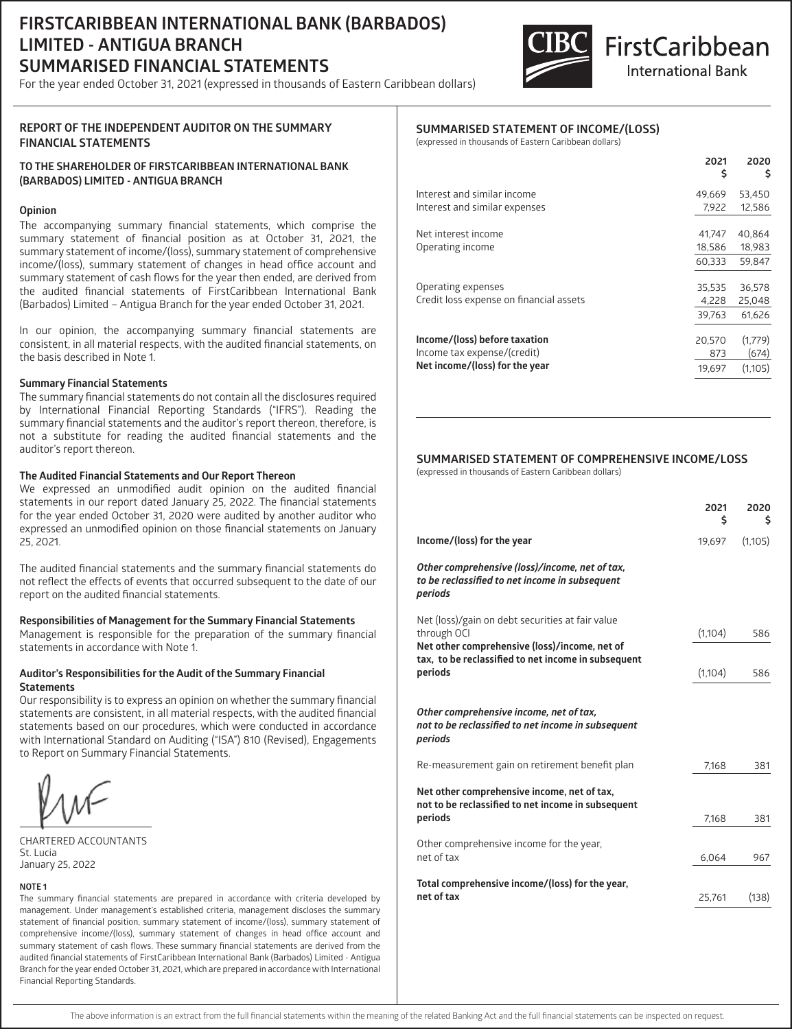# FIRSTCARIBBEAN INTERNATIONAL BANK (BARBADOS) LIMITED - ANTIGUA BRANCH
# SUMMARISED FINANCIAL STATEMENTS

For the year ended October 31, 2021 (expressed in thousands of Eastern Caribbean dollars)

## REPORT OF THE INDEPENDENT AUDITOR ON THE SUMMARY FINANCIAL STATEMENTS

### TO THE SHAREHOLDER OF FIRSTCARIBBEAN INTERNATIONAL BANK (BARBADOS) LIMITED - ANTIGUA BRANCH

**Opinion**

The accompanying summary financial statements, which comprise the summary statement of financial position as at October 31, 2021, the summary statement of income/(loss), summary statement of comprehensive income/(loss), summary statement of changes in head office account and summary statement of cash flows for the year then ended, are derived from the audited financial statements of FirstCaribbean International Bank (Barbados) Limited – Antigua Branch for the year ended October 31, 2021.

In our opinion, the accompanying summary financial statements are consistent, in all material respects, with the audited financial statements, on the basis described in Note 1.

**Summary Financial Statements**

The summary financial statements do not contain all the disclosures required by International Financial Reporting Standards ("IFRS"). Reading the summary financial statements and the auditor's report thereon, therefore, is not a substitute for reading the audited financial statements and the auditor's report thereon.

**The Audited Financial Statements and Our Report Thereon**

We expressed an unmodified audit opinion on the audited financial statements in our report dated January 25, 2022. The financial statements for the year ended October 31, 2020 were audited by another auditor who expressed an unmodified opinion on those financial statements on January 25, 2021.

The audited financial statements and the summary financial statements do not reflect the effects of events that occurred subsequent to the date of our report on the audited financial statements.

**Responsibilities of Management for the Summary Financial Statements**

Management is responsible for the preparation of the summary financial statements in accordance with Note 1.

**Auditor's Responsibilities for the Audit of the Summary Financial Statements**

Our responsibility is to express an opinion on whether the summary financial statements are consistent, in all material respects, with the audited financial statements based on our procedures, which were conducted in accordance with International Standard on Auditing ("ISA") 810 (Revised), Engagements to Report on Summary Financial Statements.

CHARTERED ACCOUNTANTS
St. Lucia
January 25, 2022

**NOTE 1**

The summary financial statements are prepared in accordance with criteria developed by management. Under management's established criteria, management discloses the summary statement of financial position, summary statement of income/(loss), summary statement of comprehensive income/(loss), summary statement of changes in head office account and summary statement of cash flows. These summary financial statements are derived from the audited financial statements of FirstCaribbean International Bank (Barbados) Limited - Antigua Branch for the year ended October 31, 2021, which are prepared in accordance with International Financial Reporting Standards.

## SUMMARISED STATEMENT OF INCOME/(LOSS)

(expressed in thousands of Eastern Caribbean dollars)

| | 2021 $ | 2020 $ |
|---|---|---|
| Interest and similar income | 49,669 | 53,450 |
| Interest and similar expenses | 7,922 | 12,586 |
| Net interest income | 41,747 | 40,864 |
| Operating income | 18,586 | 18,983 |
| | 60,333 | 59,847 |
| Operating expenses | 35,535 | 36,578 |
| Credit loss expense on financial assets | 4,228 | 25,048 |
| | 39,763 | 61,626 |
| **Income/(loss) before taxation** | 20,570 | (1,779) |
| Income tax expense/(credit) | 873 | (674) |
| **Net income/(loss) for the year** | 19,697 | (1,105) |

## SUMMARISED STATEMENT OF COMPREHENSIVE INCOME/LOSS

(expressed in thousands of Eastern Caribbean dollars)

| | 2021 $ | 2020 $ |
|---|---|---|
| **Income/(loss) for the year** | 19,697 | (1,105) |
| ***Other comprehensive (loss)/income, net of tax, to be reclassified to net income in subsequent periods*** | | |
| Net (loss)/gain on debt securities at fair value through OCI | (1,104) | 586 |
| **Net other comprehensive (loss)/income, net of tax, to be reclassified to net income in subsequent periods** | (1,104) | 586 |
| ***Other comprehensive income, net of tax, not to be reclassified to net income in subsequent periods*** | | |
| Re-measurement gain on retirement benefit plan | 7,168 | 381 |
| **Net other comprehensive income, net of tax, not to be reclassified to net income in subsequent periods** | 7,168 | 381 |
| Other comprehensive income for the year, net of tax | 6,064 | 967 |
| **Total comprehensive income/(loss) for the year, net of tax** | 25,761 | (138) |

The above information is an extract from the full financial statements within the meaning of the related Banking Act and the full financial statements can be inspected on request.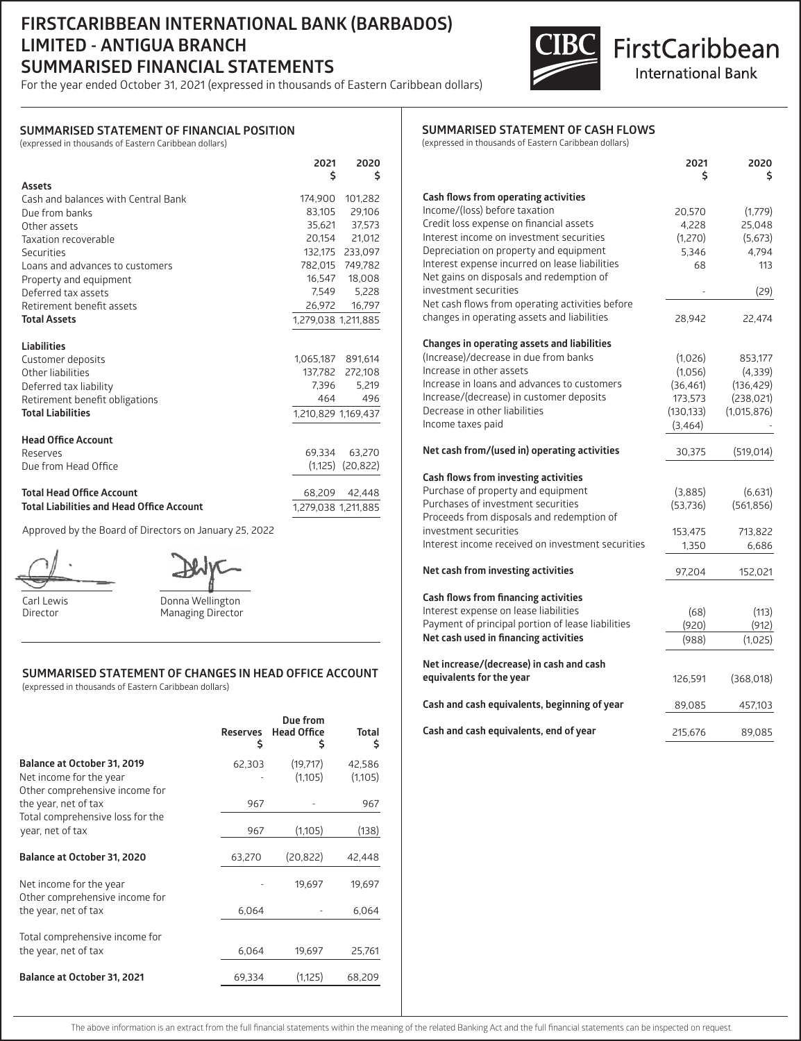# FIRSTCARIBBEAN INTERNATIONAL BANK (BARBADOS) LIMITED - ANTIGUA BRANCH
# SUMMARISED FINANCIAL STATEMENTS

For the year ended October 31, 2021 (expressed in thousands of Eastern Caribbean dollars)

CIBC FirstCaribbean International Bank

## SUMMARISED STATEMENT OF FINANCIAL POSITION

(expressed in thousands of Eastern Caribbean dollars)

| | 2021 $ | 2020 $ |
|---|---|---|
| **Assets** | | |
| Cash and balances with Central Bank | 174,900 | 101,282 |
| Due from banks | 83,105 | 29,106 |
| Other assets | 35,621 | 37,573 |
| Taxation recoverable | 20,154 | 21,012 |
| Securities | 132,175 | 233,097 |
| Loans and advances to customers | 782,015 | 749,782 |
| Property and equipment | 16,547 | 18,008 |
| Deferred tax assets | 7,549 | 5,228 |
| Retirement benefit assets | 26,972 | 16,797 |
| **Total Assets** | 1,279,038 | 1,211,885 |
| **Liabilities** | | |
| Customer deposits | 1,065,187 | 891,614 |
| Other liabilities | 137,782 | 272,108 |
| Deferred tax liability | 7,396 | 5,219 |
| Retirement benefit obligations | 464 | 496 |
| **Total Liabilities** | 1,210,829 | 1,169,437 |
| **Head Office Account** | | |
| Reserves | 69,334 | 63,270 |
| Due from Head Office | (1,125) | (20,822) |
| **Total Head Office Account** | 68,209 | 42,448 |
| **Total Liabilities and Head Office Account** | 1,279,038 | 1,211,885 |

Approved by the Board of Directors on January 25, 2022

Carl Lewis
Director

Donna Wellington
Managing Director

## SUMMARISED STATEMENT OF CHANGES IN HEAD OFFICE ACCOUNT

(expressed in thousands of Eastern Caribbean dollars)

| | Reserves $ | Due from Head Office $ | Total $ |
|---|---|---|---|
| **Balance at October 31, 2019** | 62,303 | (19,717) | 42,586 |
| Net income for the year | - | (1,105) | (1,105) |
| Other comprehensive income for the year, net of tax | 967 | - | 967 |
| Total comprehensive loss for the year, net of tax | 967 | (1,105) | (138) |
| **Balance at October 31, 2020** | 63,270 | (20,822) | 42,448 |
| Net income for the year | - | 19,697 | 19,697 |
| Other comprehensive income for the year, net of tax | 6,064 | - | 6,064 |
| Total comprehensive income for the year, net of tax | 6,064 | 19,697 | 25,761 |
| **Balance at October 31, 2021** | 69,334 | (1,125) | 68,209 |

## SUMMARISED STATEMENT OF CASH FLOWS

(expressed in thousands of Eastern Caribbean dollars)

| | 2021 $ | 2020 $ |
|---|---|---|
| **Cash flows from operating activities** | | |
| Income/(loss) before taxation | 20,570 | (1,779) |
| Credit loss expense on financial assets | 4,228 | 25,048 |
| Interest income on investment securities | (1,270) | (5,673) |
| Depreciation on property and equipment | 5,346 | 4,794 |
| Interest expense incurred on lease liabilities | 68 | 113 |
| Net gains on disposals and redemption of investment securities | - | (29) |
| Net cash flows from operating activities before changes in operating assets and liabilities | 28,942 | 22,474 |
| **Changes in operating assets and liabilities** | | |
| (Increase)/decrease in due from banks | (1,026) | 853,177 |
| Increase in other assets | (1,056) | (4,339) |
| Increase in loans and advances to customers | (36,461) | (136,429) |
| Increase/(decrease) in customer deposits | 173,573 | (238,021) |
| Decrease in other liabilities | (130,133) | (1,015,876) |
| Income taxes paid | (3,464) | - |
| **Net cash from/(used in) operating activities** | 30,375 | (519,014) |
| **Cash flows from investing activities** | | |
| Purchase of property and equipment | (3,885) | (6,631) |
| Purchases of investment securities | (53,736) | (561,856) |
| Proceeds from disposals and redemption of investment securities | 153,475 | 713,822 |
| Interest income received on investment securities | 1,350 | 6,686 |
| **Net cash from investing activities** | 97,204 | 152,021 |
| **Cash flows from financing activities** | | |
| Interest expense on lease liabilities | (68) | (113) |
| Payment of principal portion of lease liabilities | (920) | (912) |
| **Net cash used in financing activities** | (988) | (1,025) |
| **Net increase/(decrease) in cash and cash equivalents for the year** | 126,591 | (368,018) |
| **Cash and cash equivalents, beginning of year** | 89,085 | 457,103 |
| **Cash and cash equivalents, end of year** | 215,676 | 89,085 |

The above information is an extract from the full financial statements within the meaning of the related Banking Act and the full financial statements can be inspected on request.